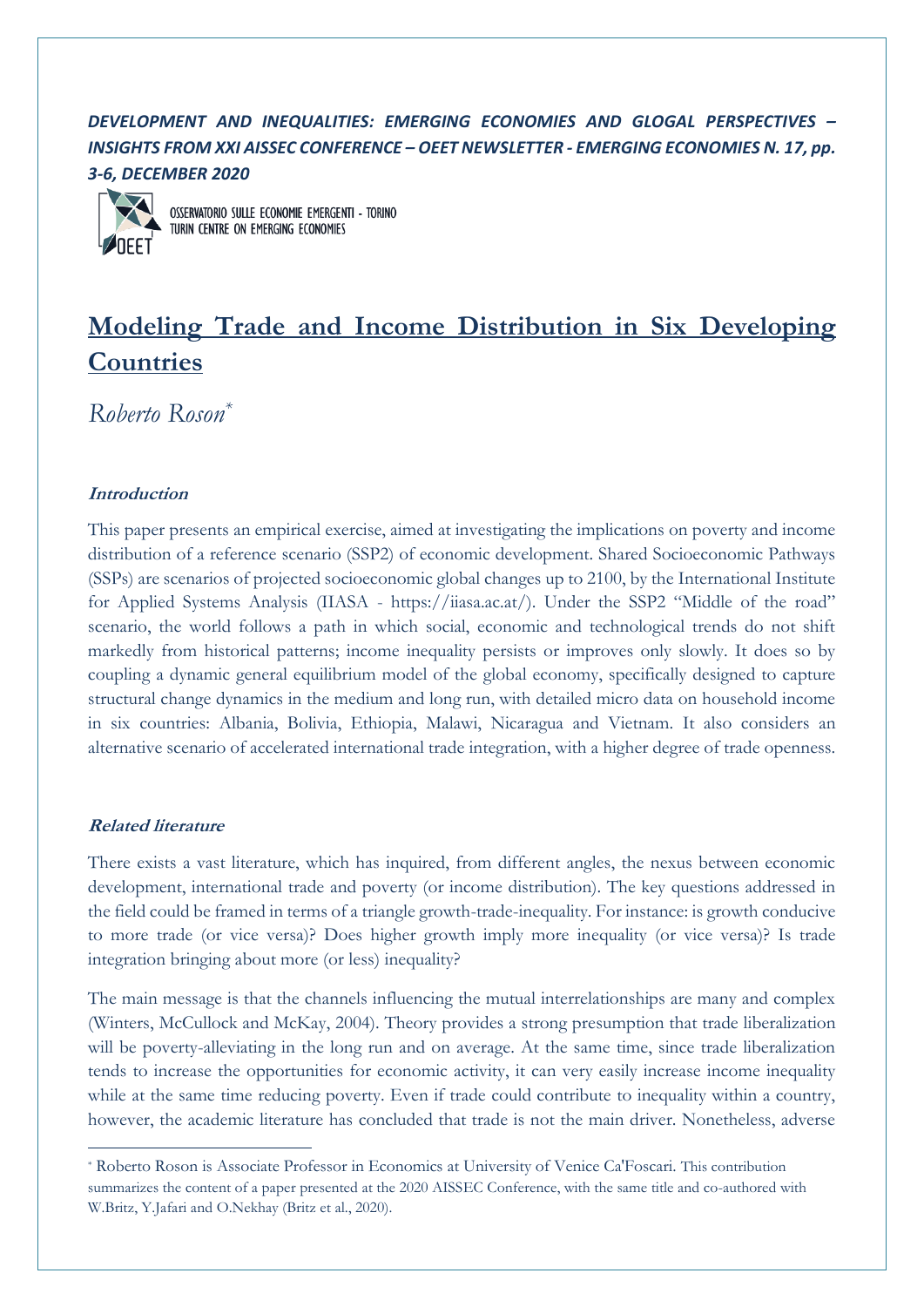***DEVELOPMENT AND INEQUALITIES: EMERGING ECONOMIES AND GLOGAL PERSPECTIVES – INSIGHTS FROM XXI AISSEC CONFERENCE – OEET NEWSLETTER - EMERGING ECONOMIES N. 17, pp. 3-6, DECEMBER 2020***

OSSERVATORIO SULLE ECONOMIE EMERGENTI - TORINO
TURIN CENTRE ON EMERGING ECONOMIES

# Modeling Trade and Income Distribution in Six Developing Countries

*Roberto Roson*[*]

### Introduction

This paper presents an empirical exercise, aimed at investigating the implications on poverty and income distribution of a reference scenario (SSP2) of economic development. Shared Socioeconomic Pathways (SSPs) are scenarios of projected socioeconomic global changes up to 2100, by the International Institute for Applied Systems Analysis (IIASA - https://iiasa.ac.at/). Under the SSP2 "Middle of the road" scenario, the world follows a path in which social, economic and technological trends do not shift markedly from historical patterns; income inequality persists or improves only slowly. It does so by coupling a dynamic general equilibrium model of the global economy, specifically designed to capture structural change dynamics in the medium and long run, with detailed micro data on household income in six countries: Albania, Bolivia, Ethiopia, Malawi, Nicaragua and Vietnam. It also considers an alternative scenario of accelerated international trade integration, with a higher degree of trade openness.

### Related literature

There exists a vast literature, which has inquired, from different angles, the nexus between economic development, international trade and poverty (or income distribution). The key questions addressed in the field could be framed in terms of a triangle growth-trade-inequality. For instance: is growth conducive to more trade (or vice versa)? Does higher growth imply more inequality (or vice versa)? Is trade integration bringing about more (or less) inequality?

The main message is that the channels influencing the mutual interrelationships are many and complex (Winters, McCullock and McKay, 2004). Theory provides a strong presumption that trade liberalization will be poverty-alleviating in the long run and on average. At the same time, since trade liberalization tends to increase the opportunities for economic activity, it can very easily increase income inequality while at the same time reducing poverty. Even if trade could contribute to inequality within a country, however, the academic literature has concluded that trade is not the main driver. Nonetheless, adverse

[*] Roberto Roson is Associate Professor in Economics at University of Venice Ca'Foscari. This contribution summarizes the content of a paper presented at the 2020 AISSEC Conference, with the same title and co-authored with W.Britz, Y.Jafari and O.Nekhay (Britz et al., 2020).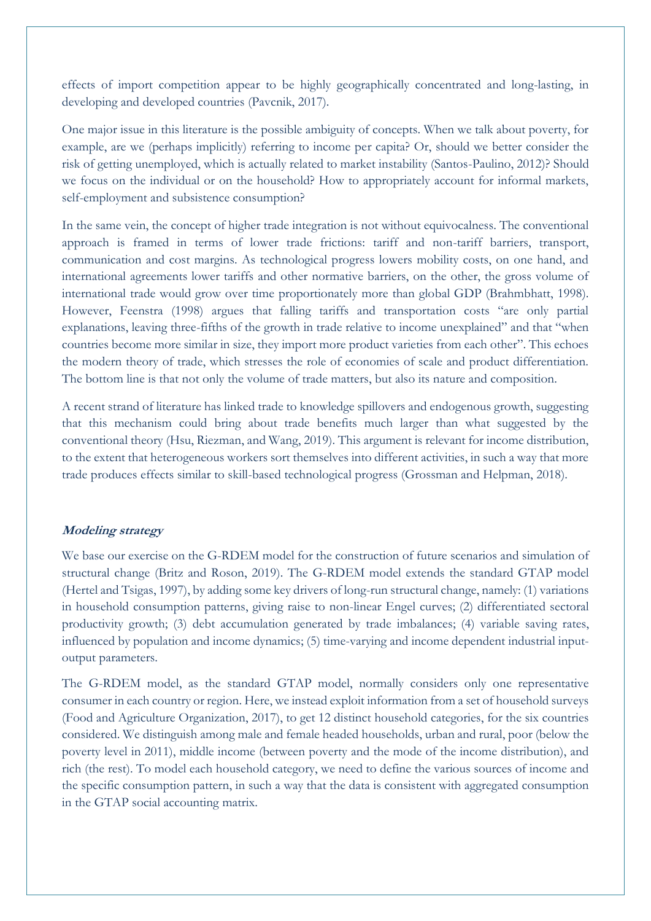effects of import competition appear to be highly geographically concentrated and long-lasting, in developing and developed countries (Pavcnik, 2017).

One major issue in this literature is the possible ambiguity of concepts. When we talk about poverty, for example, are we (perhaps implicitly) referring to income per capita? Or, should we better consider the risk of getting unemployed, which is actually related to market instability (Santos-Paulino, 2012)? Should we focus on the individual or on the household? How to appropriately account for informal markets, self-employment and subsistence consumption?

In the same vein, the concept of higher trade integration is not without equivocalness. The conventional approach is framed in terms of lower trade frictions: tariff and non-tariff barriers, transport, communication and cost margins. As technological progress lowers mobility costs, on one hand, and international agreements lower tariffs and other normative barriers, on the other, the gross volume of international trade would grow over time proportionately more than global GDP (Brahmbhatt, 1998). However, Feenstra (1998) argues that falling tariffs and transportation costs "are only partial explanations, leaving three-fifths of the growth in trade relative to income unexplained" and that "when countries become more similar in size, they import more product varieties from each other". This echoes the modern theory of trade, which stresses the role of economies of scale and product differentiation. The bottom line is that not only the volume of trade matters, but also its nature and composition.

A recent strand of literature has linked trade to knowledge spillovers and endogenous growth, suggesting that this mechanism could bring about trade benefits much larger than what suggested by the conventional theory (Hsu, Riezman, and Wang, 2019). This argument is relevant for income distribution, to the extent that heterogeneous workers sort themselves into different activities, in such a way that more trade produces effects similar to skill-based technological progress (Grossman and Helpman, 2018).

### *Modeling strategy*

We base our exercise on the G-RDEM model for the construction of future scenarios and simulation of structural change (Britz and Roson, 2019). The G-RDEM model extends the standard GTAP model (Hertel and Tsigas, 1997), by adding some key drivers of long-run structural change, namely: (1) variations in household consumption patterns, giving raise to non-linear Engel curves; (2) differentiated sectoral productivity growth; (3) debt accumulation generated by trade imbalances; (4) variable saving rates, influenced by population and income dynamics; (5) time-varying and income dependent industrial input-output parameters.

The G-RDEM model, as the standard GTAP model, normally considers only one representative consumer in each country or region. Here, we instead exploit information from a set of household surveys (Food and Agriculture Organization, 2017), to get 12 distinct household categories, for the six countries considered. We distinguish among male and female headed households, urban and rural, poor (below the poverty level in 2011), middle income (between poverty and the mode of the income distribution), and rich (the rest). To model each household category, we need to define the various sources of income and the specific consumption pattern, in such a way that the data is consistent with aggregated consumption in the GTAP social accounting matrix.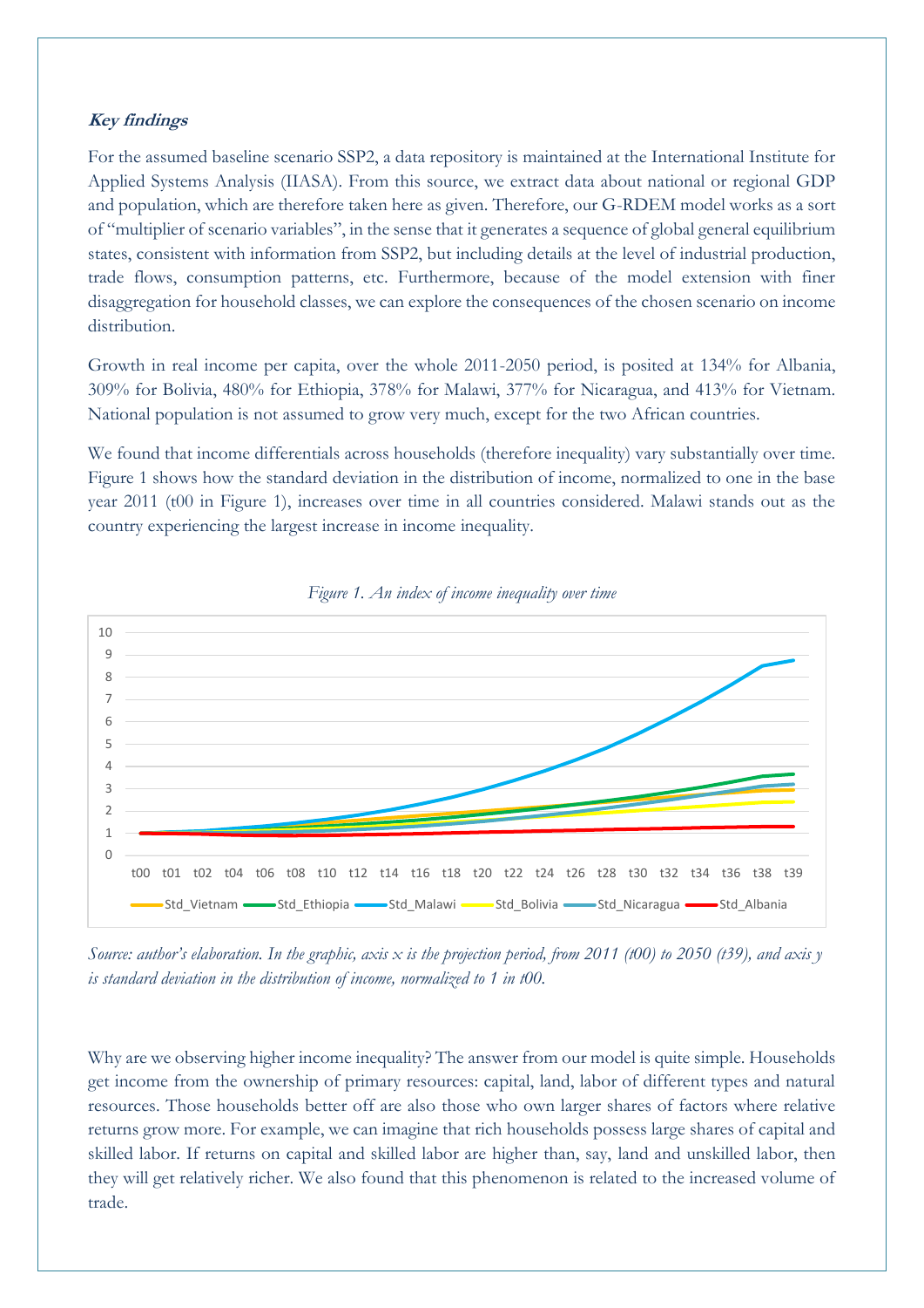**Key findings**

For the assumed baseline scenario SSP2, a data repository is maintained at the International Institute for Applied Systems Analysis (IIASA). From this source, we extract data about national or regional GDP and population, which are therefore taken here as given. Therefore, our G-RDEM model works as a sort of "multiplier of scenario variables", in the sense that it generates a sequence of global general equilibrium states, consistent with information from SSP2, but including details at the level of industrial production, trade flows, consumption patterns, etc. Furthermore, because of the model extension with finer disaggregation for household classes, we can explore the consequences of the chosen scenario on income distribution.

Growth in real income per capita, over the whole 2011-2050 period, is posited at 134% for Albania, 309% for Bolivia, 480% for Ethiopia, 378% for Malawi, 377% for Nicaragua, and 413% for Vietnam. National population is not assumed to grow very much, except for the two African countries.

We found that income differentials across households (therefore inequality) vary substantially over time. Figure 1 shows how the standard deviation in the distribution of income, normalized to one in the base year 2011 (t00 in Figure 1), increases over time in all countries considered. Malawi stands out as the country experiencing the largest increase in income inequality.

*Figure 1. An index of income inequality over time*

10
9
8
7
6
5
4
3
2
1
0

t00 t01 t02 t04 t06 t08 t10 t12 t14 t16 t18 t20 t22 t24 t26 t28 t30 t32 t34 t36 t38 t39

Std_Vietnam Std_Ethiopia Std_Malawi Std_Bolivia Std_Nicaragua Std_Albania

*Source: author's elaboration. In the graphic, axis x is the projection period, from 2011 (t00) to 2050 (t39), and axis y is standard deviation in the distribution of income, normalized to 1 in t00.*

Why are we observing higher income inequality? The answer from our model is quite simple. Households get income from the ownership of primary resources: capital, land, labor of different types and natural resources. Those households better off are also those who own larger shares of factors where relative returns grow more. For example, we can imagine that rich households possess large shares of capital and skilled labor. If returns on capital and skilled labor are higher than, say, land and unskilled labor, then they will get relatively richer. We also found that this phenomenon is related to the increased volume of trade.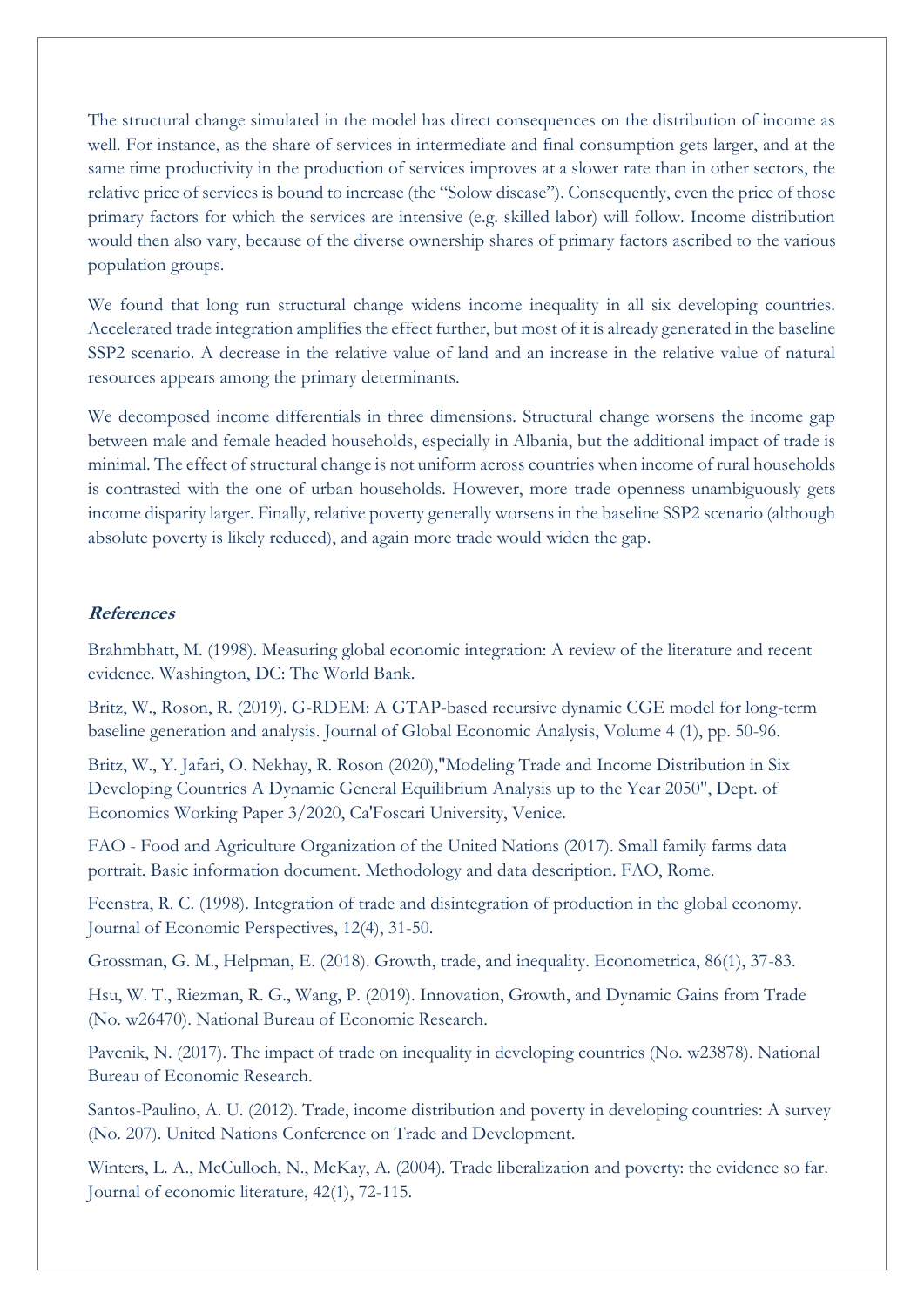The structural change simulated in the model has direct consequences on the distribution of income as well. For instance, as the share of services in intermediate and final consumption gets larger, and at the same time productivity in the production of services improves at a slower rate than in other sectors, the relative price of services is bound to increase (the "Solow disease"). Consequently, even the price of those primary factors for which the services are intensive (e.g. skilled labor) will follow. Income distribution would then also vary, because of the diverse ownership shares of primary factors ascribed to the various population groups.

We found that long run structural change widens income inequality in all six developing countries. Accelerated trade integration amplifies the effect further, but most of it is already generated in the baseline SSP2 scenario. A decrease in the relative value of land and an increase in the relative value of natural resources appears among the primary determinants.

We decomposed income differentials in three dimensions. Structural change worsens the income gap between male and female headed households, especially in Albania, but the additional impact of trade is minimal. The effect of structural change is not uniform across countries when income of rural households is contrasted with the one of urban households. However, more trade openness unambiguously gets income disparity larger. Finally, relative poverty generally worsens in the baseline SSP2 scenario (although absolute poverty is likely reduced), and again more trade would widen the gap.

***References***

Brahmbhatt, M. (1998). Measuring global economic integration: A review of the literature and recent evidence. Washington, DC: The World Bank.

Britz, W., Roson, R. (2019). G-RDEM: A GTAP-based recursive dynamic CGE model for long-term baseline generation and analysis. Journal of Global Economic Analysis, Volume 4 (1), pp. 50-96.

Britz, W., Y. Jafari, O. Nekhay, R. Roson (2020),"Modeling Trade and Income Distribution in Six Developing Countries A Dynamic General Equilibrium Analysis up to the Year 2050", Dept. of Economics Working Paper 3/2020, Ca'Foscari University, Venice.

FAO - Food and Agriculture Organization of the United Nations (2017). Small family farms data portrait. Basic information document. Methodology and data description. FAO, Rome.

Feenstra, R. C. (1998). Integration of trade and disintegration of production in the global economy. Journal of Economic Perspectives, 12(4), 31-50.

Grossman, G. M., Helpman, E. (2018). Growth, trade, and inequality. Econometrica, 86(1), 37-83.

Hsu, W. T., Riezman, R. G., Wang, P. (2019). Innovation, Growth, and Dynamic Gains from Trade (No. w26470). National Bureau of Economic Research.

Pavcnik, N. (2017). The impact of trade on inequality in developing countries (No. w23878). National Bureau of Economic Research.

Santos-Paulino, A. U. (2012). Trade, income distribution and poverty in developing countries: A survey (No. 207). United Nations Conference on Trade and Development.

Winters, L. A., McCulloch, N., McKay, A. (2004). Trade liberalization and poverty: the evidence so far. Journal of economic literature, 42(1), 72-115.